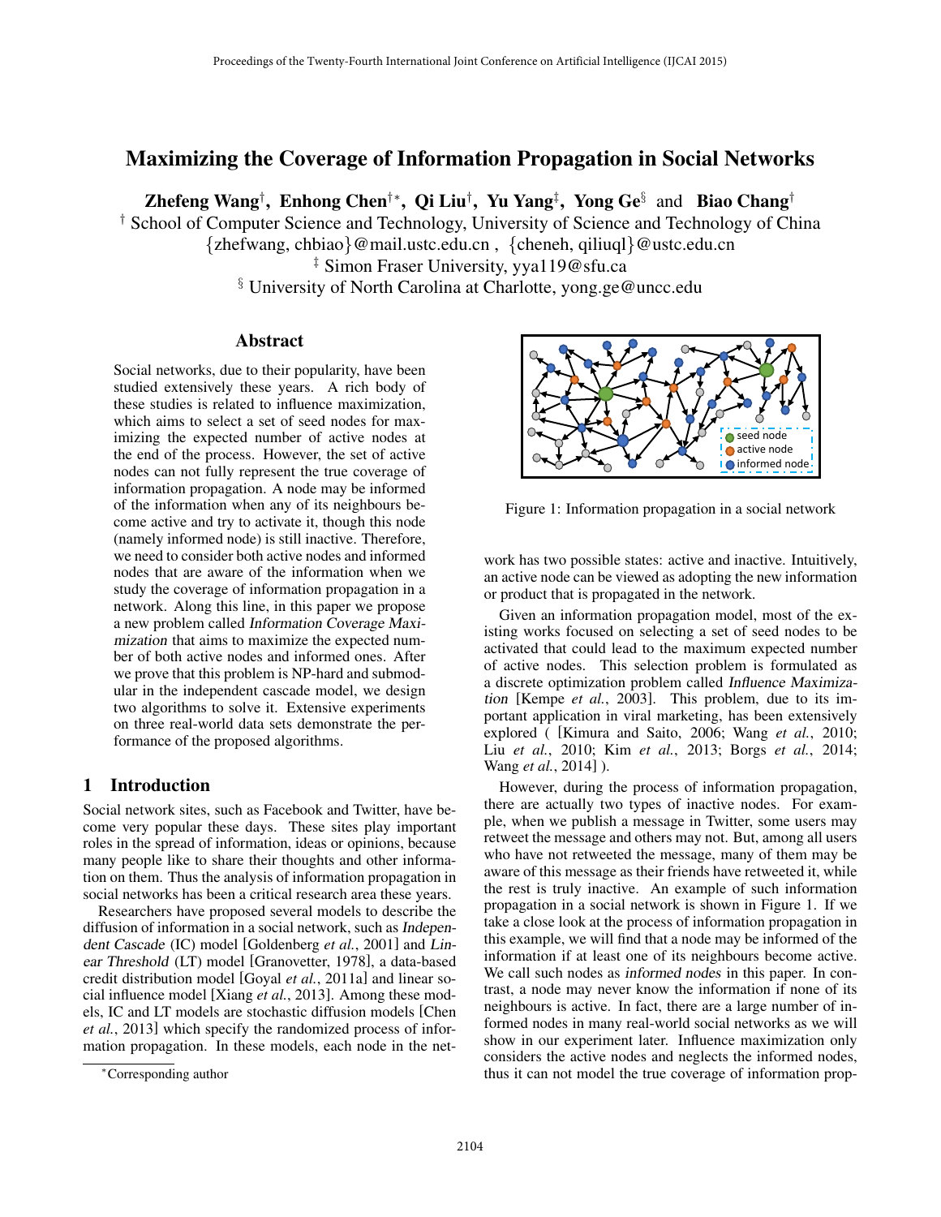# Maximizing the Coverage of Information Propagation in Social Networks

**Zhefeng Wang**[†], **Enhong Chen**[†*], **Qi Liu**[†], **Yu Yang**[‡], **Yong Ge**[§] and **Biao Chang**[†]

[†] School of Computer Science and Technology, University of Science and Technology of China
{zhefwang, chbiao}@mail.ustc.edu.cn , {cheneh, qiliuql}@ustc.edu.cn
[‡] Simon Fraser University, yya119@sfu.ca
[§] University of North Carolina at Charlotte, yong.ge@uncc.edu

## Abstract

Social networks, due to their popularity, have been studied extensively these years. A rich body of these studies is related to influence maximization, which aims to select a set of seed nodes for maximizing the expected number of active nodes at the end of the process. However, the set of active nodes can not fully represent the true coverage of information propagation. A node may be informed of the information when any of its neighbours become active and try to activate it, though this node (namely informed node) is still inactive. Therefore, we need to consider both active nodes and informed nodes that are aware of the information when we study the coverage of information propagation in a network. Along this line, in this paper we propose a new problem called *Information Coverage Maximization* that aims to maximize the expected number of both active nodes and informed ones. After we prove that this problem is NP-hard and submodular in the independent cascade model, we design two algorithms to solve it. Extensive experiments on three real-world data sets demonstrate the performance of the proposed algorithms.

## 1 Introduction

Social network sites, such as Facebook and Twitter, have become very popular these days. These sites play important roles in the spread of information, ideas or opinions, because many people like to share their thoughts and other information on them. Thus the analysis of information propagation in social networks has been a critical research area these years.

Researchers have proposed several models to describe the diffusion of information in a social network, such as *Independent Cascade* (IC) model [Goldenberg *et al.*, 2001] and *Linear Threshold* (LT) model [Granovetter, 1978], a data-based credit distribution model [Goyal *et al.*, 2011a] and linear social influence model [Xiang *et al.*, 2013]. Among these models, IC and LT models are stochastic diffusion models [Chen *et al.*, 2013] which specify the randomized process of information propagation. In these models, each node in the network has two possible states: active and inactive. Intuitively, an active node can be viewed as adopting the new information or product that is propagated in the network.

Figure 1: Information propagation in a social network

Given an information propagation model, most of the existing works focused on selecting a set of seed nodes to be activated that could lead to the maximum expected number of active nodes. This selection problem is formulated as a discrete optimization problem called *Influence Maximization* [Kempe *et al.*, 2003]. This problem, due to its important application in viral marketing, has been extensively explored ( [Kimura and Saito, 2006; Wang *et al.*, 2010; Liu *et al.*, 2010; Kim *et al.*, 2013; Borgs *et al.*, 2014; Wang *et al.*, 2014] ).

However, during the process of information propagation, there are actually two types of inactive nodes. For example, when we publish a message in Twitter, some users may retweet the message and others may not. But, among all users who have not retweeted the message, many of them may be aware of this message as their friends have retweeted it, while the rest is truly inactive. An example of such information propagation in a social network is shown in Figure 1. If we take a close look at the process of information propagation in this example, we will find that a node may be informed of the information if at least one of its neighbours become active. We call such nodes as *informed nodes* in this paper. In contrast, a node may never know the information if none of its neighbours is active. In fact, there are a large number of informed nodes in many real-world social networks as we will show in our experiment later. Influence maximization only considers the active nodes and neglects the informed nodes, thus it can not model the true coverage of information prop-

*Corresponding author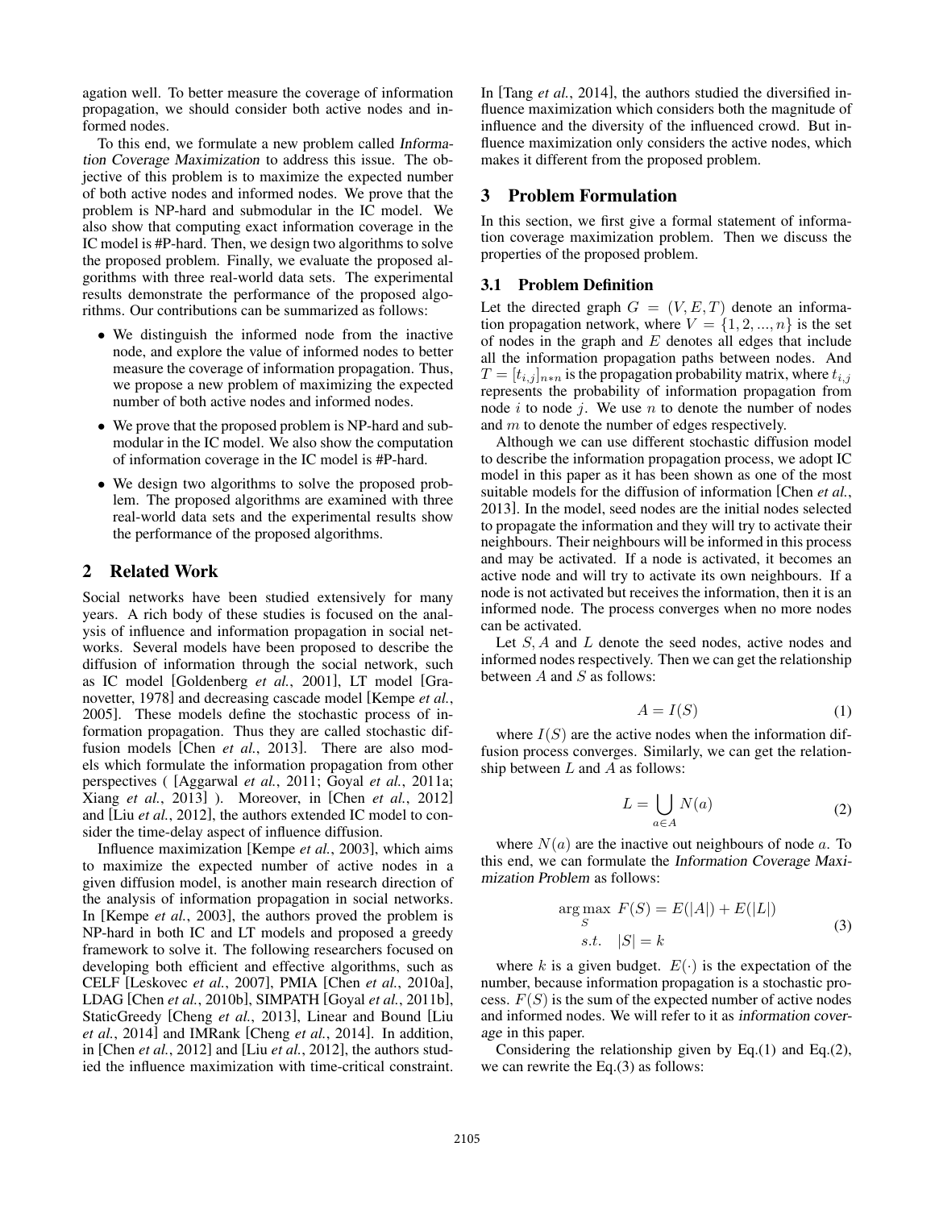agation well. To better measure the coverage of information propagation, we should consider both active nodes and informed nodes.

To this end, we formulate a new problem called *Information Coverage Maximization* to address this issue. The objective of this problem is to maximize the expected number of both active nodes and informed nodes. We prove that the problem is NP-hard and submodular in the IC model. We also show that computing exact information coverage in the IC model is #P-hard. Then, we design two algorithms to solve the proposed problem. Finally, we evaluate the proposed algorithms with three real-world data sets. The experimental results demonstrate the performance of the proposed algorithms. Our contributions can be summarized as follows:

- We distinguish the informed node from the inactive node, and explore the value of informed nodes to better measure the coverage of information propagation. Thus, we propose a new problem of maximizing the expected number of both active nodes and informed nodes.
- We prove that the proposed problem is NP-hard and submodular in the IC model. We also show the computation of information coverage in the IC model is #P-hard.
- We design two algorithms to solve the proposed problem. The proposed algorithms are examined with three real-world data sets and the experimental results show the performance of the proposed algorithms.

## 2 Related Work

Social networks have been studied extensively for many years. A rich body of these studies is focused on the analysis of influence and information propagation in social networks. Several models have been proposed to describe the diffusion of information through the social network, such as IC model [Goldenberg *et al.*, 2001], LT model [Granovetter, 1978] and decreasing cascade model [Kempe *et al.*, 2005]. These models define the stochastic process of information propagation. Thus they are called stochastic diffusion models [Chen *et al.*, 2013]. There are also models which formulate the information propagation from other perspectives ( [Aggarwal *et al.*, 2011; Goyal *et al.*, 2011a; Xiang *et al.*, 2013] ). Moreover, in [Chen *et al.*, 2012] and [Liu *et al.*, 2012], the authors extended IC model to consider the time-delay aspect of influence diffusion.

Influence maximization [Kempe *et al.*, 2003], which aims to maximize the expected number of active nodes in a given diffusion model, is another main research direction of the analysis of information propagation in social networks. In [Kempe *et al.*, 2003], the authors proved the problem is NP-hard in both IC and LT models and proposed a greedy framework to solve it. The following researchers focused on developing both efficient and effective algorithms, such as CELF [Leskovec *et al.*, 2007], PMIA [Chen *et al.*, 2010a], LDAG [Chen *et al.*, 2010b], SIMPATH [Goyal *et al.*, 2011b], StaticGreedy [Cheng *et al.*, 2013], Linear and Bound [Liu *et al.*, 2014] and IMRank [Cheng *et al.*, 2014]. In addition, in [Chen *et al.*, 2012] and [Liu *et al.*, 2012], the authors studied the influence maximization with time-critical constraint. In [Tang *et al.*, 2014], the authors studied the diversified influence maximization which considers both the magnitude of influence and the diversity of the influenced crowd. But influence maximization only considers the active nodes, which makes it different from the proposed problem.

## 3 Problem Formulation

In this section, we first give a formal statement of information coverage maximization problem. Then we discuss the properties of the proposed problem.

### 3.1 Problem Definition

Let the directed graph $G = (V, E, T)$ denote an information propagation network, where $V = \{1, 2, ..., n\}$ is the set of nodes in the graph and $E$ denotes all edges that include all the information propagation paths between nodes. And $T = [t_{i,j}]_{n*n}$ is the propagation probability matrix, where $t_{i,j}$ represents the probability of information propagation from node $i$ to node $j$. We use $n$ to denote the number of nodes and $m$ to denote the number of edges respectively.

Although we can use different stochastic diffusion model to describe the information propagation process, we adopt IC model in this paper as it has been shown as one of the most suitable models for the diffusion of information [Chen *et al.*, 2013]. In the model, seed nodes are the initial nodes selected to propagate the information and they will try to activate their neighbours. Their neighbours will be informed in this process and may be activated. If a node is activated, it becomes an active node and will try to activate its own neighbours. If a node is not activated but receives the information, then it is an informed node. The process converges when no more nodes can be activated.

Let $S, A$ and $L$ denote the seed nodes, active nodes and informed nodes respectively. Then we can get the relationship between $A$ and $S$ as follows:

$$A = I(S) \tag{1}$$

where $I(S)$ are the active nodes when the information diffusion process converges. Similarly, we can get the relationship between $L$ and $A$ as follows:

$$L = \bigcup_{a \in A} N(a) \tag{2}$$

where $N(a)$ are the inactive out neighbours of node $a$. To this end, we can formulate the *Information Coverage Maximization Problem* as follows:

$$\begin{aligned} \arg\max_{S} \ & F(S) = E(|A|) + E(|L|) \\ s.t. \ & |S| = k \end{aligned} \tag{3}$$

where $k$ is a given budget. $E(\cdot)$ is the expectation of the number, because information propagation is a stochastic process. $F(S)$ is the sum of the expected number of active nodes and informed nodes. We will refer to it as *information coverage* in this paper.

Considering the relationship given by Eq.(1) and Eq.(2), we can rewrite the Eq.(3) as follows: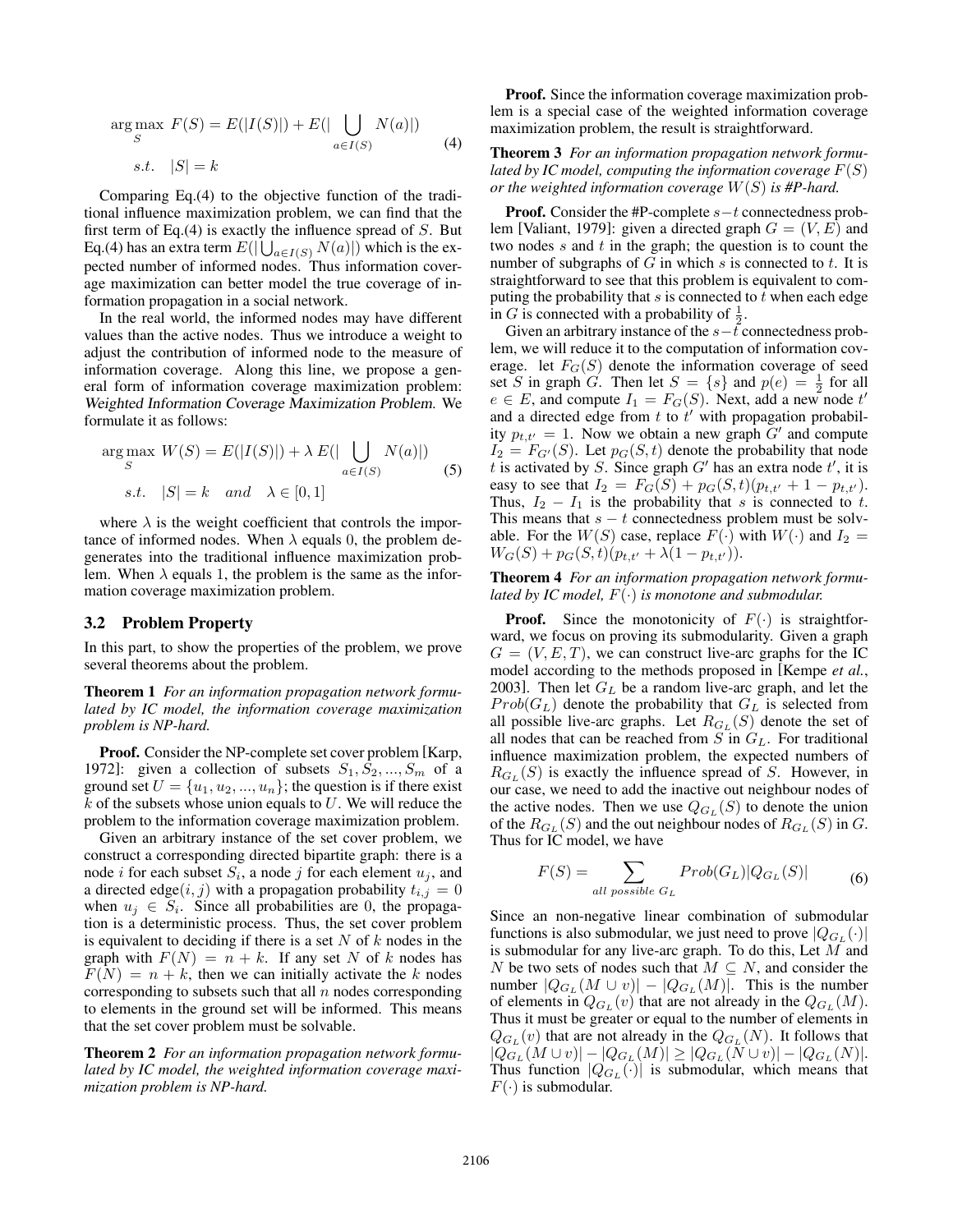$$\arg\max_{S} \ F(S) = E(|I(S)|) + E(|\bigcup_{a \in I(S)} N(a)|)$$
$$s.t. \quad |S| = k \tag{4}$$

Comparing Eq.(4) to the objective function of the traditional influence maximization problem, we can find that the first term of Eq.(4) is exactly the influence spread of $S$. But Eq.(4) has an extra term $E(|\bigcup_{a \in I(S)} N(a)|)$ which is the expected number of informed nodes. Thus information coverage maximization can better model the true coverage of information propagation in a social network.

In the real world, the informed nodes may have different values than the active nodes. Thus we introduce a weight to adjust the contribution of informed node to the measure of information coverage. Along this line, we propose a general form of information coverage maximization problem: *Weighted Information Coverage Maximization Problem.* We formulate it as follows:

$$\arg\max_{S} \ W(S) = E(|I(S)|) + \lambda \, E(|\bigcup_{a \in I(S)} N(a)|)$$
$$s.t. \quad |S| = k \quad and \quad \lambda \in [0, 1] \tag{5}$$

where $\lambda$ is the weight coefficient that controls the importance of informed nodes. When $\lambda$ equals 0, the problem degenerates into the traditional influence maximization problem. When $\lambda$ equals 1, the problem is the same as the information coverage maximization problem.

### 3.2 Problem Property

In this part, to show the properties of the problem, we prove several theorems about the problem.

**Theorem 1** *For an information propagation network formulated by IC model, the information coverage maximization problem is NP-hard.*

**Proof.** Consider the NP-complete set cover problem [Karp, 1972]: given a collection of subsets $S_1, S_2, ..., S_m$ of a ground set $U = \{u_1, u_2, ..., u_n\}$; the question is if there exist $k$ of the subsets whose union equals to $U$. We will reduce the problem to the information coverage maximization problem.

Given an arbitrary instance of the set cover problem, we construct a corresponding directed bipartite graph: there is a node $i$ for each subset $S_i$, a node $j$ for each element $u_j$, and a directed edge$(i, j)$ with a propagation probability $t_{i,j} = 0$ when $u_j \in S_i$. Since all probabilities are 0, the propagation is a deterministic process. Thus, the set cover problem is equivalent to deciding if there is a set $N$ of $k$ nodes in the graph with $F(N) = n + k$. If any set $N$ of $k$ nodes has $F(N) = n + k$, then we can initially activate the $k$ nodes corresponding to subsets such that all $n$ nodes corresponding to elements in the ground set will be informed. This means that the set cover problem must be solvable.

**Theorem 2** *For an information propagation network formulated by IC model, the weighted information coverage maximization problem is NP-hard.*

**Proof.** Since the information coverage maximization problem is a special case of the weighted information coverage maximization problem, the result is straightforward.

**Theorem 3** *For an information propagation network formulated by IC model, computing the information coverage $F(S)$ or the weighted information coverage $W(S)$ is #P-hard.*

**Proof.** Consider the #P-complete $s-t$ connectedness problem [Valiant, 1979]: given a directed graph $G = (V, E)$ and two nodes $s$ and $t$ in the graph; the question is to count the number of subgraphs of $G$ in which $s$ is connected to $t$. It is straightforward to see that this problem is equivalent to computing the probability that $s$ is connected to $t$ when each edge in $G$ is connected with a probability of $\frac{1}{2}$.

Given an arbitrary instance of the $s-t$ connectedness problem, we will reduce it to the computation of information coverage. let $F_G(S)$ denote the information coverage of seed set $S$ in graph $G$. Then let $S = \{s\}$ and $p(e) = \frac{1}{2}$ for all $e \in E$, and compute $I_1 = F_G(S)$. Next, add a new node $t'$ and a directed edge from $t$ to $t'$ with propagation probability $p_{t,t'} = 1$. Now we obtain a new graph $G'$ and compute $I_2 = F_{G'}(S)$. Let $p_G(S, t)$ denote the probability that node $t$ is activated by $S$. Since graph $G'$ has an extra node $t'$, it is easy to see that $I_2 = F_G(S) + p_G(S, t)(p_{t,t'} + 1 - p_{t,t'})$. Thus, $I_2 - I_1$ is the probability that $s$ is connected to $t$. This means that $s - t$ connectedness problem must be solvable. For the $W(S)$ case, replace $F(\cdot)$ with $W(\cdot)$ and $I_2 = W_G(S) + p_G(S, t)(p_{t,t'} + \lambda(1 - p_{t,t'}))$.

**Theorem 4** *For an information propagation network formulated by IC model, $F(\cdot)$ is monotone and submodular.*

**Proof.** Since the monotonicity of $F(\cdot)$ is straightforward, we focus on proving its submodularity. Given a graph $G = (V, E, T)$, we can construct live-arc graphs for the IC model according to the methods proposed in [Kempe *et al.*, 2003]. Then let $G_L$ be a random live-arc graph, and let the $Prob(G_L)$ denote the probability that $G_L$ is selected from all possible live-arc graphs. Let $R_{G_L}(S)$ denote the set of all nodes that can be reached from $S$ in $G_L$. For traditional influence maximization problem, the expected numbers of $R_{G_L}(S)$ is exactly the influence spread of $S$. However, in our case, we need to add the inactive out neighbour nodes of the active nodes. Then we use $Q_{G_L}(S)$ to denote the union of the $R_{G_L}(S)$ and the out neighbour nodes of $R_{G_L}(S)$ in $G$. Thus for IC model, we have

$$F(S) = \sum_{all \ possible \ G_L} Prob(G_L)|Q_{G_L}(S)| \tag{6}$$

Since an non-negative linear combination of submodular functions is also submodular, we just need to prove $|Q_{G_L}(\cdot)|$ is submodular for any live-arc graph. To do this, Let $M$ and $N$ be two sets of nodes such that $M \subseteq N$, and consider the number $|Q_{G_L}(M \cup v)| - |Q_{G_L}(M)|$. This is the number of elements in $Q_{G_L}(v)$ that are not already in the $Q_{G_L}(M)$. Thus it must be greater or equal to the number of elements in $Q_{G_L}(v)$ that are not already in the $Q_{G_L}(N)$. It follows that $|Q_{G_L}(M \cup v)| - |Q_{G_L}(M)| \geq |Q_{G_L}(N \cup v)| - |Q_{G_L}(N)|$. Thus function $|Q_{G_L}(\cdot)|$ is submodular, which means that $F(\cdot)$ is submodular.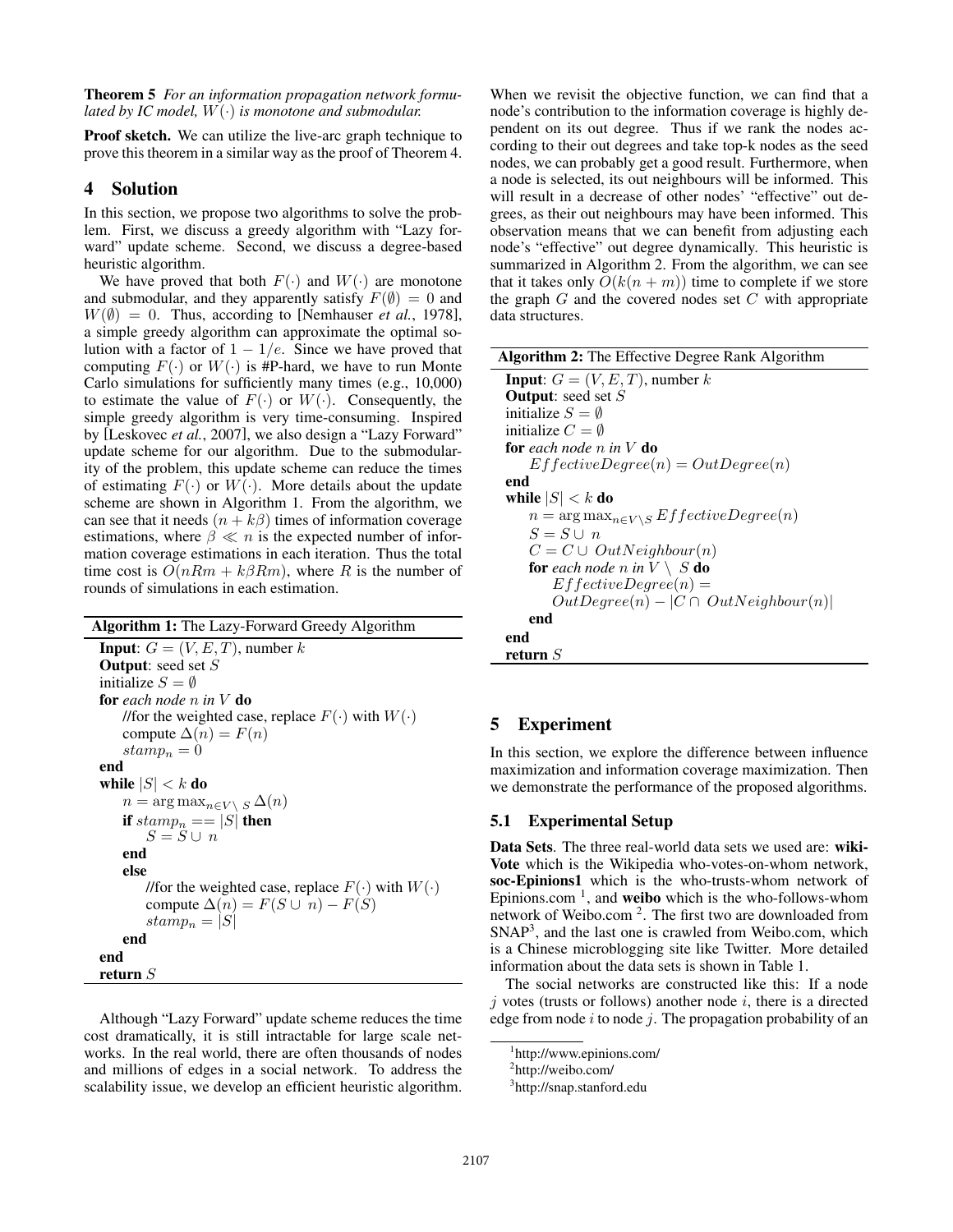**Theorem 5** *For an information propagation network formulated by IC model, $W(\cdot)$ is monotone and submodular.*

**Proof sketch.** We can utilize the live-arc graph technique to prove this theorem in a similar way as the proof of Theorem 4.

## 4 Solution

In this section, we propose two algorithms to solve the problem. First, we discuss a greedy algorithm with "Lazy forward" update scheme. Second, we discuss a degree-based heuristic algorithm.

We have proved that both $F(\cdot)$ and $W(\cdot)$ are monotone and submodular, and they apparently satisfy $F(\emptyset) = 0$ and $W(\emptyset) = 0$. Thus, according to [Nemhauser *et al.*, 1978], a simple greedy algorithm can approximate the optimal solution with a factor of $1 - 1/e$. Since we have proved that computing $F(\cdot)$ or $W(\cdot)$ is #P-hard, we have to run Monte Carlo simulations for sufficiently many times (e.g., 10,000) to estimate the value of $F(\cdot)$ or $W(\cdot)$. Consequently, the simple greedy algorithm is very time-consuming. Inspired by [Leskovec *et al.*, 2007], we also design a "Lazy Forward" update scheme for our algorithm. Due to the submodularity of the problem, this update scheme can reduce the times of estimating $F(\cdot)$ or $W(\cdot)$. More details about the update scheme are shown in Algorithm 1. From the algorithm, we can see that it needs $(n + k\beta)$ times of information coverage estimations, where $\beta \ll n$ is the expected number of information coverage estimations in each iteration. Thus the total time cost is $O(nRm + k\beta Rm)$, where $R$ is the number of rounds of simulations in each estimation.

**Algorithm 1:** The Lazy-Forward Greedy Algorithm

```
Input: G = (V, E, T), number k
Output: seed set S
initialize S = ∅
for each node n in V do
    //for the weighted case, replace F(·) with W(·)
    compute Δ(n) = F(n)
    stamp_n = 0
end
while |S| < k do
    n = argmax_{n∈V\S} Δ(n)
    if stamp_n == |S| then
        S = S ∪ n
    end
    else
        //for the weighted case, replace F(·) with W(·)
        compute Δ(n) = F(S ∪ n) − F(S)
        stamp_n = |S|
    end
end
return S
```

Although "Lazy Forward" update scheme reduces the time cost dramatically, it is still intractable for large scale networks. In the real world, there are often thousands of nodes and millions of edges in a social network. To address the scalability issue, we develop an efficient heuristic algorithm. When we revisit the objective function, we can find that a node's contribution to the information coverage is highly dependent on its out degree. Thus if we rank the nodes according to their out degrees and take top-k nodes as the seed nodes, we can probably get a good result. Furthermore, when a node is selected, its out neighbours will be informed. This will result in a decrease of other nodes' "effective" out degrees, as their out neighbours may have been informed. This observation means that we can benefit from adjusting each node's "effective" out degree dynamically. This heuristic is summarized in Algorithm 2. From the algorithm, we can see that it takes only $O(k(n + m))$ time to complete if we store the graph $G$ and the covered nodes set $C$ with appropriate data structures.

**Algorithm 2:** The Effective Degree Rank Algorithm

```
Input: G = (V, E, T), number k
Output: seed set S
initialize S = ∅
initialize C = ∅
for each node n in V do
    EffectiveDegree(n) = OutDegree(n)
end
while |S| < k do
    n = argmax_{n∈V\S} EffectiveDegree(n)
    S = S ∪ n
    C = C ∪ OutNeighbour(n)
    for each node n in V \ S do
        EffectiveDegree(n) =
            OutDegree(n) − |C ∩ OutNeighbour(n)|
    end
end
return S
```

## 5 Experiment

In this section, we explore the difference between influence maximization and information coverage maximization. Then we demonstrate the performance of the proposed algorithms.

### 5.1 Experimental Setup

**Data Sets**. The three real-world data sets we used are: **wiki-Vote** which is the Wikipedia who-votes-on-whom network, **soc-Epinions1** which is the who-trusts-whom network of Epinions.com [1], and **weibo** which is the who-follows-whom network of Weibo.com [2]. The first two are downloaded from SNAP[3], and the last one is crawled from Weibo.com, which is a Chinese microblogging site like Twitter. More detailed information about the data sets is shown in Table 1.

The social networks are constructed like this: If a node $j$ votes (trusts or follows) another node $i$, there is a directed edge from node $i$ to node $j$. The propagation probability of an

[1] http://www.epinions.com/

[2] http://weibo.com/

[3] http://snap.stanford.edu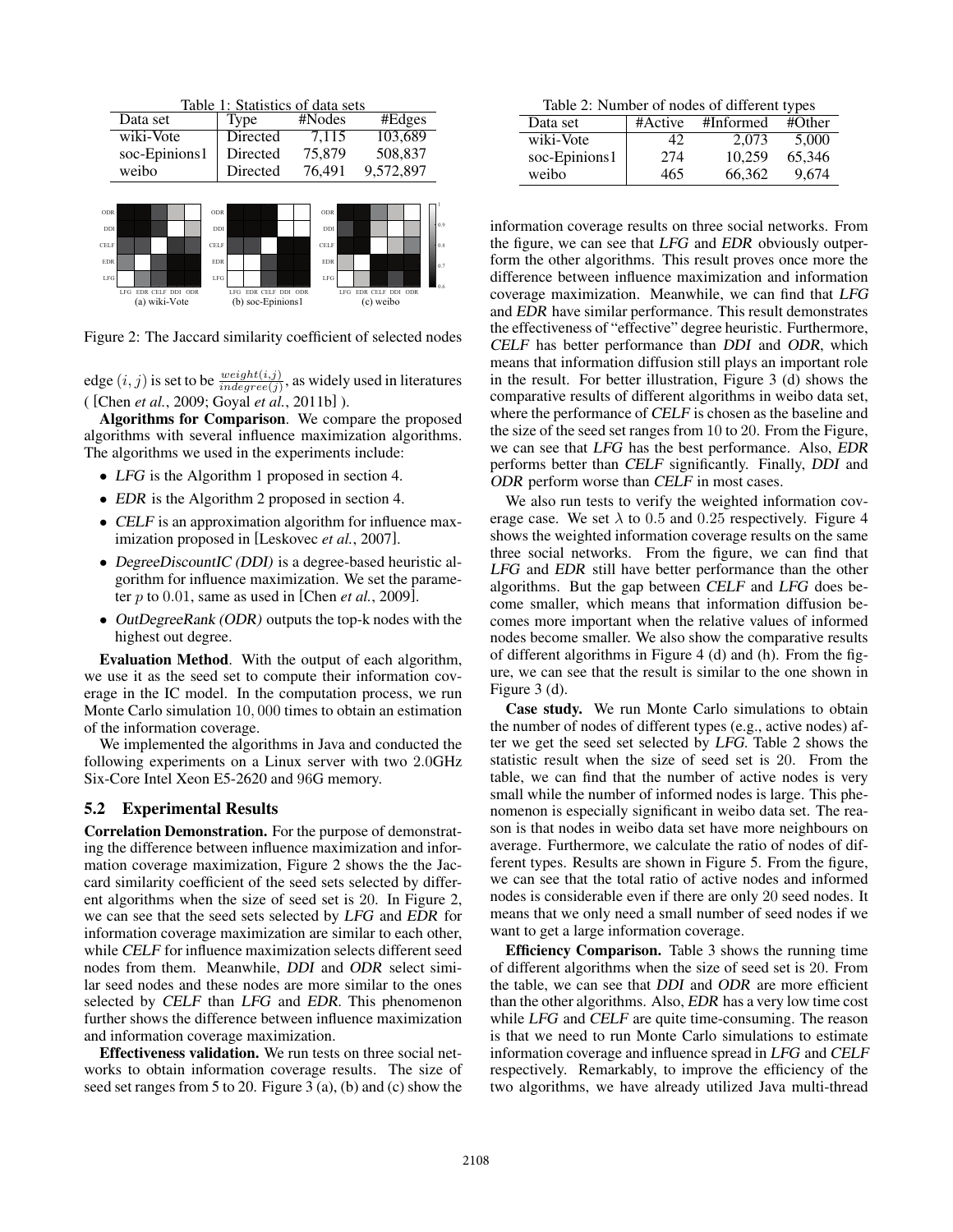Table 1: Statistics of data sets

| Data set | Type | #Nodes | #Edges |
|---|---|---|---|
| wiki-Vote | Directed | 7,115 | 103,689 |
| soc-Epinions1 | Directed | 75,879 | 508,837 |
| weibo | Directed | 76,491 | 9,572,897 |

Figure 2: The Jaccard similarity coefficient of selected nodes

edge $(i, j)$ is set to be $\frac{weight(i,j)}{indegree(j)}$, as widely used in literatures ( [Chen *et al.*, 2009; Goyal *et al.*, 2011b] ).

**Algorithms for Comparison**. We compare the proposed algorithms with several influence maximization algorithms. The algorithms we used in the experiments include:

- *LFG* is the Algorithm 1 proposed in section 4.
- *EDR* is the Algorithm 2 proposed in section 4.
- *CELF* is an approximation algorithm for influence maximization proposed in [Leskovec *et al.*, 2007].
- *DegreeDiscountIC (DDI)* is a degree-based heuristic algorithm for influence maximization. We set the parameter $p$ to $0.01$, same as used in [Chen *et al.*, 2009].
- *OutDegreeRank (ODR)* outputs the top-k nodes with the highest out degree.

**Evaluation Method**. With the output of each algorithm, we use it as the seed set to compute their information coverage in the IC model. In the computation process, we run Monte Carlo simulation $10,000$ times to obtain an estimation of the information coverage.

We implemented the algorithms in Java and conducted the following experiments on a Linux server with two $2.0$GHz Six-Core Intel Xeon E5-2620 and $96$G memory.

## 5.2 Experimental Results

**Correlation Demonstration.** For the purpose of demonstrating the difference between influence maximization and information coverage maximization, Figure 2 shows the the Jaccard similarity coefficient of the seed sets selected by different algorithms when the size of seed set is 20. In Figure 2, we can see that the seed sets selected by *LFG* and *EDR* for information coverage maximization are similar to each other, while *CELF* for influence maximization selects different seed nodes from them. Meanwhile, *DDI* and *ODR* select similar seed nodes and these nodes are more similar to the ones selected by *CELF* than *LFG* and *EDR*. This phenomenon further shows the difference between influence maximization and information coverage maximization.

**Effectiveness validation.** We run tests on three social networks to obtain information coverage results. The size of seed set ranges from 5 to 20. Figure 3 (a), (b) and (c) show the information coverage results on three social networks. From the figure, we can see that *LFG* and *EDR* obviously outperform the other algorithms. This result proves once more the difference between influence maximization and information coverage maximization. Meanwhile, we can find that *LFG* and *EDR* have similar performance. This result demonstrates the effectiveness of "effective" degree heuristic. Furthermore, *CELF* has better performance than *DDI* and *ODR*, which means that information diffusion still plays an important role in the result. For better illustration, Figure 3 (d) shows the comparative results of different algorithms in weibo data set, where the performance of *CELF* is chosen as the baseline and the size of the seed set ranges from $10$ to $20$. From the Figure, we can see that *LFG* has the best performance. Also, *EDR* performs better than *CELF* significantly. Finally, *DDI* and *ODR* perform worse than *CELF* in most cases.

We also run tests to verify the weighted information coverage case. We set $\lambda$ to $0.5$ and $0.25$ respectively. Figure 4 shows the weighted information coverage results on the same three social networks. From the figure, we can find that *LFG* and *EDR* still have better performance than the other algorithms. But the gap between *CELF* and *LFG* does become smaller, which means that information diffusion becomes more important when the relative values of informed nodes become smaller. We also show the comparative results of different algorithms in Figure 4 (d) and (h). From the figure, we can see that the result is similar to the one shown in Figure 3 (d).

Table 2: Number of nodes of different types

| Data set | #Active | #Informed | #Other |
|---|---|---|---|
| wiki-Vote | 42 | 2,073 | 5,000 |
| soc-Epinions1 | 274 | 10,259 | 65,346 |
| weibo | 465 | 66,362 | 9,674 |

**Case study.** We run Monte Carlo simulations to obtain the number of nodes of different types (e.g., active nodes) after we get the seed set selected by *LFG*. Table 2 shows the statistic result when the size of seed set is $20$. From the table, we can find that the number of active nodes is very small while the number of informed nodes is large. This phenomenon is especially significant in weibo data set. The reason is that nodes in weibo data set have more neighbours on average. Furthermore, we calculate the ratio of nodes of different types. Results are shown in Figure 5. From the figure, we can see that the total ratio of active nodes and informed nodes is considerable even if there are only $20$ seed nodes. It means that we only need a small number of seed nodes if we want to get a large information coverage.

**Efficiency Comparison.** Table 3 shows the running time of different algorithms when the size of seed set is $20$. From the table, we can see that *DDI* and *ODR* are more efficient than the other algorithms. Also, *EDR* has a very low time cost while *LFG* and *CELF* are quite time-consuming. The reason is that we need to run Monte Carlo simulations to estimate information coverage and influence spread in *LFG* and *CELF* respectively. Remarkably, to improve the efficiency of the two algorithms, we have already utilized Java multi-thread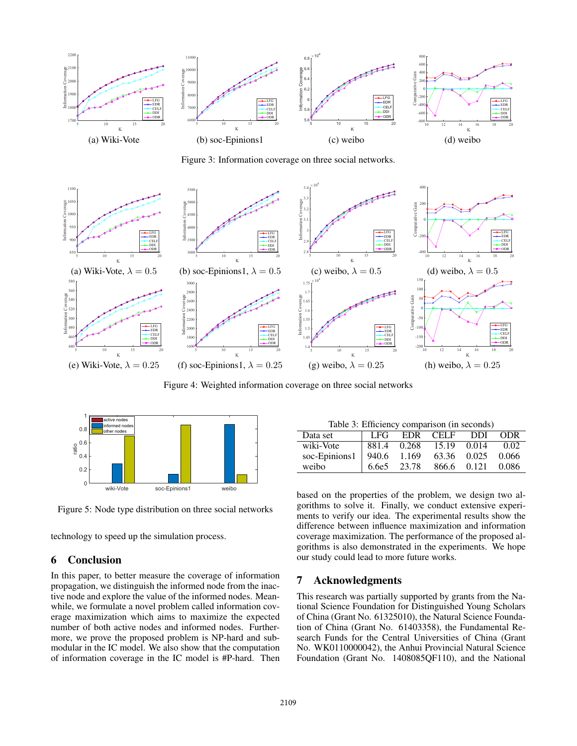(a) Wiki-Vote (b) soc-Epinions1 (c) weibo (d) weibo

Figure 3: Information coverage on three social networks.

(a) Wiki-Vote, $\lambda = 0.5$ (b) soc-Epinions1, $\lambda = 0.5$ (c) weibo, $\lambda = 0.5$ (d) weibo, $\lambda = 0.5$

(e) Wiki-Vote, $\lambda = 0.25$ (f) soc-Epinions1, $\lambda = 0.25$ (g) weibo, $\lambda = 0.25$ (h) weibo, $\lambda = 0.25$

Figure 4: Weighted information coverage on three social networks

Figure 5: Node type distribution on three social networks

Table 3: Efficiency comparison (in seconds)

| Data set | LFG | EDR | CELF | DDI | ODR |
|---|---|---|---|---|---|
| wiki-Vote | 881.4 | 0.268 | 15.19 | 0.014 | 0.02 |
| soc-Epinions1 | 940.6 | 1.169 | 63.36 | 0.025 | 0.066 |
| weibo | 6.6e5 | 23.78 | 866.6 | 0.121 | 0.086 |

technology to speed up the simulation process.

## 6 Conclusion

In this paper, to better measure the coverage of information propagation, we distinguish the informed node from the inactive node and explore the value of the informed nodes. Meanwhile, we formulate a novel problem called information coverage maximization which aims to maximize the expected number of both active nodes and informed nodes. Furthermore, we prove the proposed problem is NP-hard and submodular in the IC model. We also show that the computation of information coverage in the IC model is #P-hard. Then based on the properties of the problem, we design two algorithms to solve it. Finally, we conduct extensive experiments to verify our idea. The experimental results show the difference between influence maximization and information coverage maximization. The performance of the proposed algorithms is also demonstrated in the experiments. We hope our study could lead to more future works.

## 7 Acknowledgments

This research was partially supported by grants from the National Science Foundation for Distinguished Young Scholars of China (Grant No. 61325010), the Natural Science Foundation of China (Grant No. 61403358), the Fundamental Research Funds for the Central Universities of China (Grant No. WK0110000042), the Anhui Provincial Natural Science Foundation (Grant No. 1408085QF110), and the National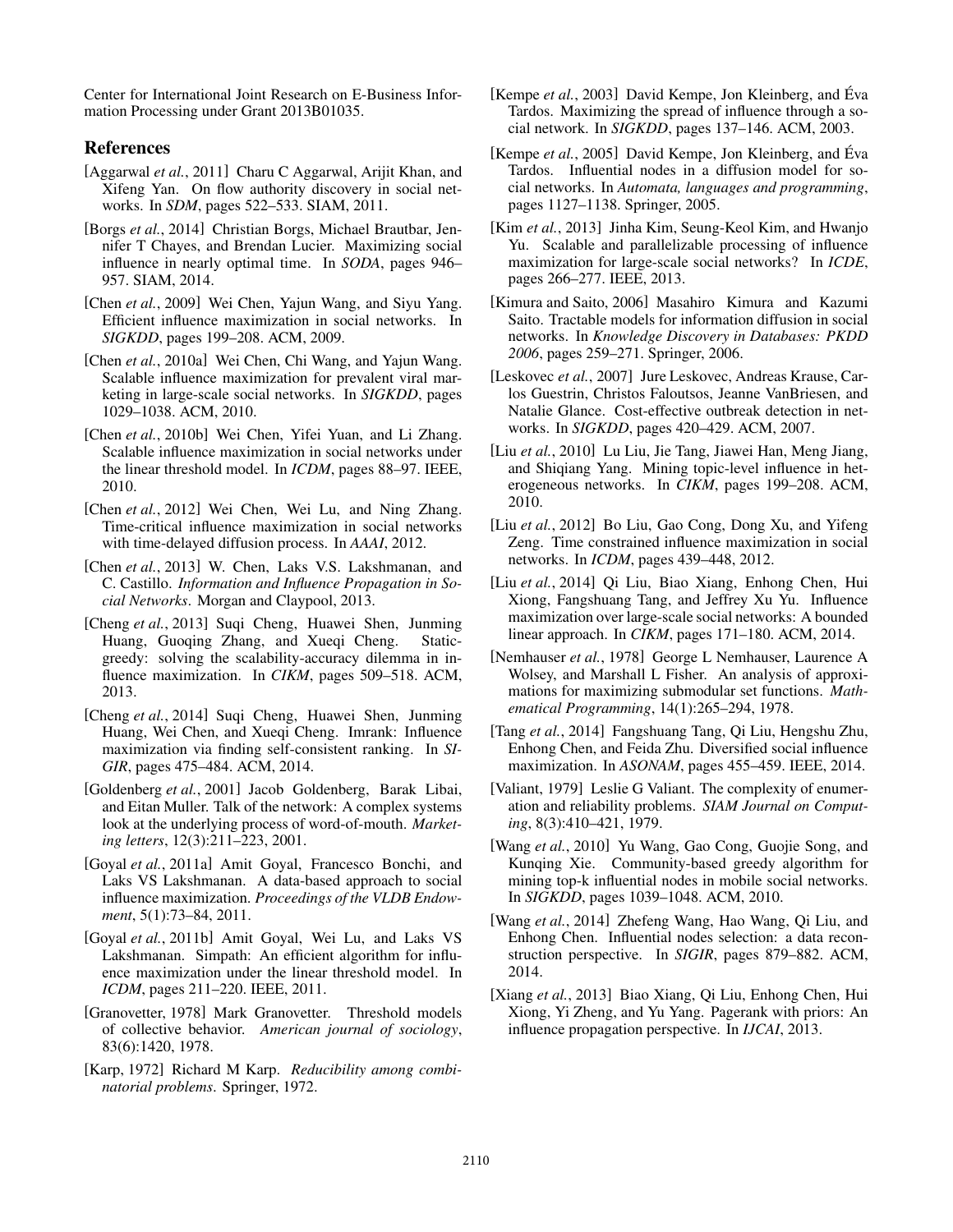Center for International Joint Research on E-Business Information Processing under Grant 2013B01035.

## References

[Aggarwal *et al.*, 2011] Charu C Aggarwal, Arijit Khan, and Xifeng Yan. On flow authority discovery in social networks. In *SDM*, pages 522–533. SIAM, 2011.

[Borgs *et al.*, 2014] Christian Borgs, Michael Brautbar, Jennifer T Chayes, and Brendan Lucier. Maximizing social influence in nearly optimal time. In *SODA*, pages 946–957. SIAM, 2014.

[Chen *et al.*, 2009] Wei Chen, Yajun Wang, and Siyu Yang. Efficient influence maximization in social networks. In *SIGKDD*, pages 199–208. ACM, 2009.

[Chen *et al.*, 2010a] Wei Chen, Chi Wang, and Yajun Wang. Scalable influence maximization for prevalent viral marketing in large-scale social networks. In *SIGKDD*, pages 1029–1038. ACM, 2010.

[Chen *et al.*, 2010b] Wei Chen, Yifei Yuan, and Li Zhang. Scalable influence maximization in social networks under the linear threshold model. In *ICDM*, pages 88–97. IEEE, 2010.

[Chen *et al.*, 2012] Wei Chen, Wei Lu, and Ning Zhang. Time-critical influence maximization in social networks with time-delayed diffusion process. In *AAAI*, 2012.

[Chen *et al.*, 2013] W. Chen, Laks V.S. Lakshmanan, and C. Castillo. *Information and Influence Propagation in Social Networks*. Morgan and Claypool, 2013.

[Cheng *et al.*, 2013] Suqi Cheng, Huawei Shen, Junming Huang, Guoqing Zhang, and Xueqi Cheng. Staticgreedy: solving the scalability-accuracy dilemma in influence maximization. In *CIKM*, pages 509–518. ACM, 2013.

[Cheng *et al.*, 2014] Suqi Cheng, Huawei Shen, Junming Huang, Wei Chen, and Xueqi Cheng. Imrank: Influence maximization via finding self-consistent ranking. In *SIGIR*, pages 475–484. ACM, 2014.

[Goldenberg *et al.*, 2001] Jacob Goldenberg, Barak Libai, and Eitan Muller. Talk of the network: A complex systems look at the underlying process of word-of-mouth. *Marketing letters*, 12(3):211–223, 2001.

[Goyal *et al.*, 2011a] Amit Goyal, Francesco Bonchi, and Laks VS Lakshmanan. A data-based approach to social influence maximization. *Proceedings of the VLDB Endowment*, 5(1):73–84, 2011.

[Goyal *et al.*, 2011b] Amit Goyal, Wei Lu, and Laks VS Lakshmanan. Simpath: An efficient algorithm for influence maximization under the linear threshold model. In *ICDM*, pages 211–220. IEEE, 2011.

[Granovetter, 1978] Mark Granovetter. Threshold models of collective behavior. *American journal of sociology*, 83(6):1420, 1978.

[Karp, 1972] Richard M Karp. *Reducibility among combinatorial problems*. Springer, 1972.

[Kempe *et al.*, 2003] David Kempe, Jon Kleinberg, and Éva Tardos. Maximizing the spread of influence through a social network. In *SIGKDD*, pages 137–146. ACM, 2003.

[Kempe *et al.*, 2005] David Kempe, Jon Kleinberg, and Éva Tardos. Influential nodes in a diffusion model for social networks. In *Automata, languages and programming*, pages 1127–1138. Springer, 2005.

[Kim *et al.*, 2013] Jinha Kim, Seung-Keol Kim, and Hwanjo Yu. Scalable and parallelizable processing of influence maximization for large-scale social networks? In *ICDE*, pages 266–277. IEEE, 2013.

[Kimura and Saito, 2006] Masahiro Kimura and Kazumi Saito. Tractable models for information diffusion in social networks. In *Knowledge Discovery in Databases: PKDD 2006*, pages 259–271. Springer, 2006.

[Leskovec *et al.*, 2007] Jure Leskovec, Andreas Krause, Carlos Guestrin, Christos Faloutsos, Jeanne VanBriesen, and Natalie Glance. Cost-effective outbreak detection in networks. In *SIGKDD*, pages 420–429. ACM, 2007.

[Liu *et al.*, 2010] Lu Liu, Jie Tang, Jiawei Han, Meng Jiang, and Shiqiang Yang. Mining topic-level influence in heterogeneous networks. In *CIKM*, pages 199–208. ACM, 2010.

[Liu *et al.*, 2012] Bo Liu, Gao Cong, Dong Xu, and Yifeng Zeng. Time constrained influence maximization in social networks. In *ICDM*, pages 439–448, 2012.

[Liu *et al.*, 2014] Qi Liu, Biao Xiang, Enhong Chen, Hui Xiong, Fangshuang Tang, and Jeffrey Xu Yu. Influence maximization over large-scale social networks: A bounded linear approach. In *CIKM*, pages 171–180. ACM, 2014.

[Nemhauser *et al.*, 1978] George L Nemhauser, Laurence A Wolsey, and Marshall L Fisher. An analysis of approximations for maximizing submodular set functions. *Mathematical Programming*, 14(1):265–294, 1978.

[Tang *et al.*, 2014] Fangshuang Tang, Qi Liu, Hengshu Zhu, Enhong Chen, and Feida Zhu. Diversified social influence maximization. In *ASONAM*, pages 455–459. IEEE, 2014.

[Valiant, 1979] Leslie G Valiant. The complexity of enumeration and reliability problems. *SIAM Journal on Computing*, 8(3):410–421, 1979.

[Wang *et al.*, 2010] Yu Wang, Gao Cong, Guojie Song, and Kunqing Xie. Community-based greedy algorithm for mining top-k influential nodes in mobile social networks. In *SIGKDD*, pages 1039–1048. ACM, 2010.

[Wang *et al.*, 2014] Zhefeng Wang, Hao Wang, Qi Liu, and Enhong Chen. Influential nodes selection: a data reconstruction perspective. In *SIGIR*, pages 879–882. ACM, 2014.

[Xiang *et al.*, 2013] Biao Xiang, Qi Liu, Enhong Chen, Hui Xiong, Yi Zheng, and Yu Yang. Pagerank with priors: An influence propagation perspective. In *IJCAI*, 2013.